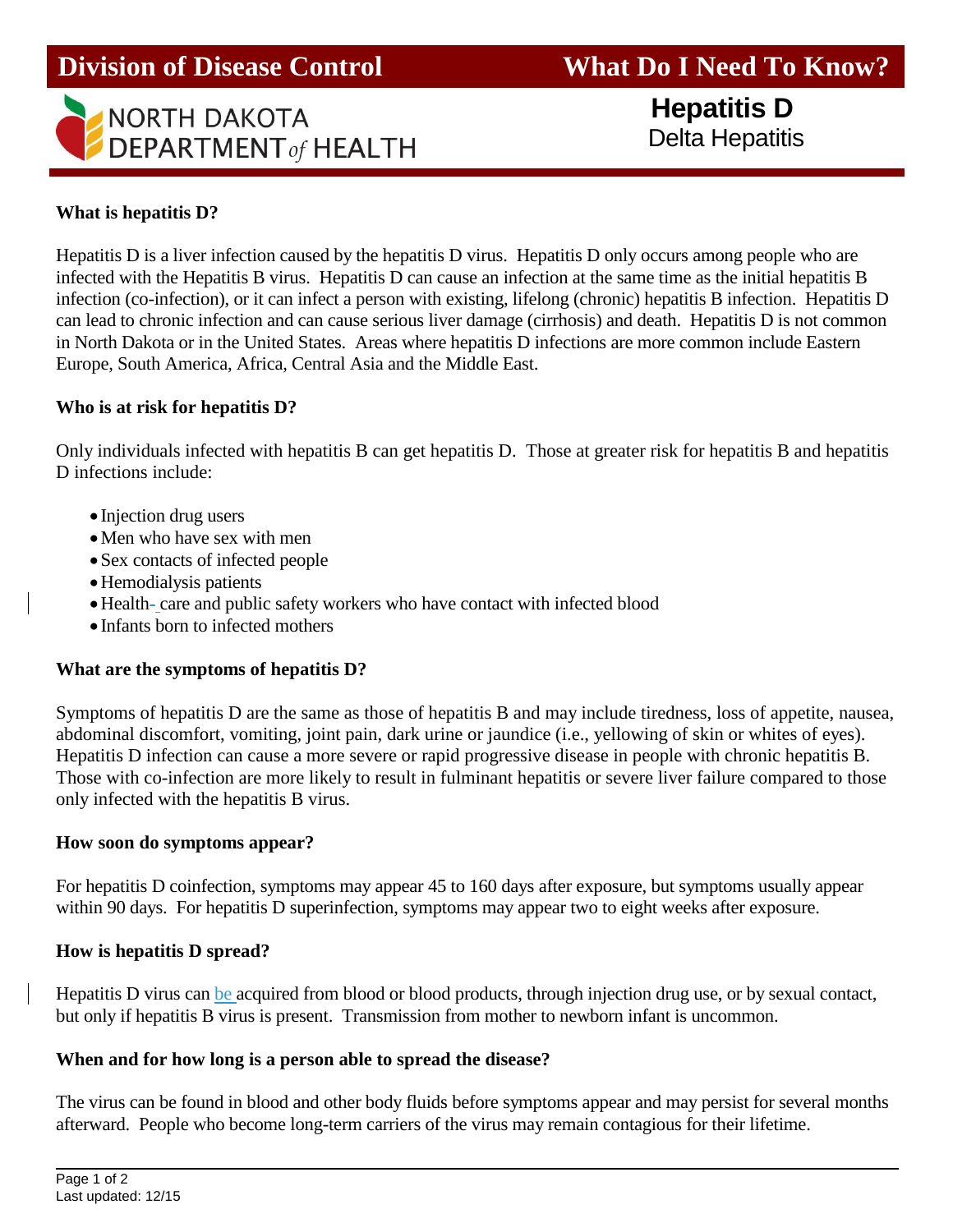# Division of Discase Control

What Do I Need To Know?

NORTH DAKOTA DEPARTMENT *of* HEALTH

## Hepatitis D
Delta Hepatitis

### What is hepatitis D?

Hepatitis D is a liver infection caused by the hepatitis D virus. Hepatitis D only occurs among people who are infected with the Hepatitis B virus. Hepatitis D can cause an infection at the same time as the initial hepatitis B infection (co-infection), or it can infect a person with existing, lifelong (chronic) hepatitis B infection. Hepatitis D can lead to chronic infection and can cause serious liver damage (cirrhosis) and death. Hepatitis D is not common in North Dakota or in the United States. Areas where hepatitis D infections are more common include Eastern Europe, South America, Africa, Central Asia and the Middle East.

### Who is at risk for hepatitis D?

Only individuals infected with hepatitis B can get hepatitis D. Those at greater risk for hepatitis B and hepatitis D infections include:

- Injection drug users
- Men who have sex with men
- Sex contacts of infected people
- Hemodialysis patients
- Health- care and public safety workers who have contact with infected blood
- Infants born to infected mothers

### What are the symptoms of hepatitis D?

Symptoms of hepatitis D are the same as those of hepatitis B and may include tiredness, loss of appetite, nausea, abdominal discomfort, vomiting, joint pain, dark urine or jaundice (i.e., yellowing of skin or whites of eyes). Hepatitis D infection can cause a more severe or rapid progressive disease in people with chronic hepatitis B. Those with co-infection are more likely to result in fulminant hepatitis or severe liver failure compared to those only infected with the hepatitis B virus.

### How soon do symptoms appear?

For hepatitis D coinfection, symptoms may appear 45 to 160 days after exposure, but symptoms usually appear within 90 days. For hepatitis D superinfection, symptoms may appear two to eight weeks after exposure.

### How is hepatitis D spread?

Hepatitis D virus can be acquired from blood or blood products, through injection drug use, or by sexual contact, but only if hepatitis B virus is present. Transmission from mother to newborn infant is uncommon.

### When and for how long is a person able to spread the disease?

The virus can be found in blood and other body fluids before symptoms appear and may persist for several months afterward. People who become long-term carriers of the virus may remain contagious for their lifetime.

Last updated: 12/15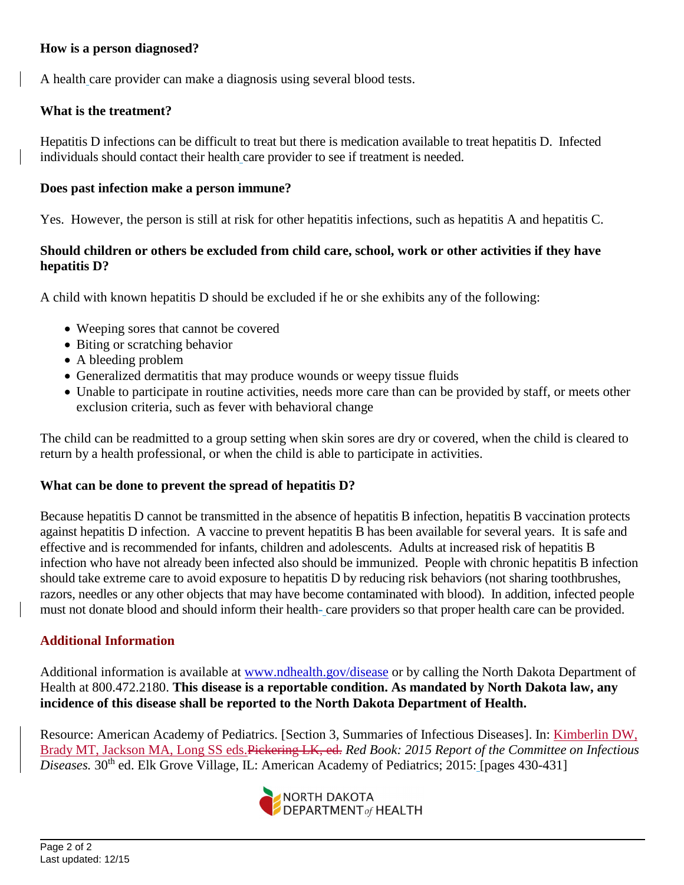**How is a person diagnosed?**

A health care provider can make a diagnosis using several blood tests.

**What is the treatment?**

Hepatitis D infections can be difficult to treat but there is medication available to treat hepatitis D. Infected individuals should contact their health care provider to see if treatment is needed.

**Does past infection make a person immune?**

Yes. However, the person is still at risk for other hepatitis infections, such as hepatitis A and hepatitis C.

**Should children or others be excluded from child care, school, work or other activities if they have hepatitis D?**

A child with known hepatitis D should be excluded if he or she exhibits any of the following:

- Weeping sores that cannot be covered
- Biting or scratching behavior
- A bleeding problem
- Generalized dermatitis that may produce wounds or weepy tissue fluids
- Unable to participate in routine activities, needs more care than can be provided by staff, or meets other exclusion criteria, such as fever with behavioral change

The child can be readmitted to a group setting when skin sores are dry or covered, when the child is cleared to return by a health professional, or when the child is able to participate in activities.

**What can be done to prevent the spread of hepatitis D?**

Because hepatitis D cannot be transmitted in the absence of hepatitis B infection, hepatitis B vaccination protects against hepatitis D infection. A vaccine to prevent hepatitis B has been available for several years. It is safe and effective and is recommended for infants, children and adolescents. Adults at increased risk of hepatitis B infection who have not already been infected also should be immunized. People with chronic hepatitis B infection should take extreme care to avoid exposure to hepatitis D by reducing risk behaviors (not sharing toothbrushes, razors, needles or any other objects that may have become contaminated with blood). In addition, infected people must not donate blood and should inform their health- care providers so that proper health care can be provided.

## Additional Information

Additional information is available at www.ndhealth.gov/disease or by calling the North Dakota Department of Health at 800.472.2180. **This disease is a reportable condition. As mandated by North Dakota law, any incidence of this disease shall be reported to the North Dakota Department of Health.**

Resource: American Academy of Pediatrics. [Section 3, Summaries of Infectious Diseases]. In: Kimberlin DW, Brady MT, Jackson MA, Long SS eds.~~Pickering LK, ed.~~ *Red Book: 2015 Report of the Committee on Infectious Diseases.* 30th ed. Elk Grove Village, IL: American Academy of Pediatrics; 2015: [pages 430-431]

NORTH DAKOTA DEPARTMENT *of* HEALTH

Last updated: 12/15